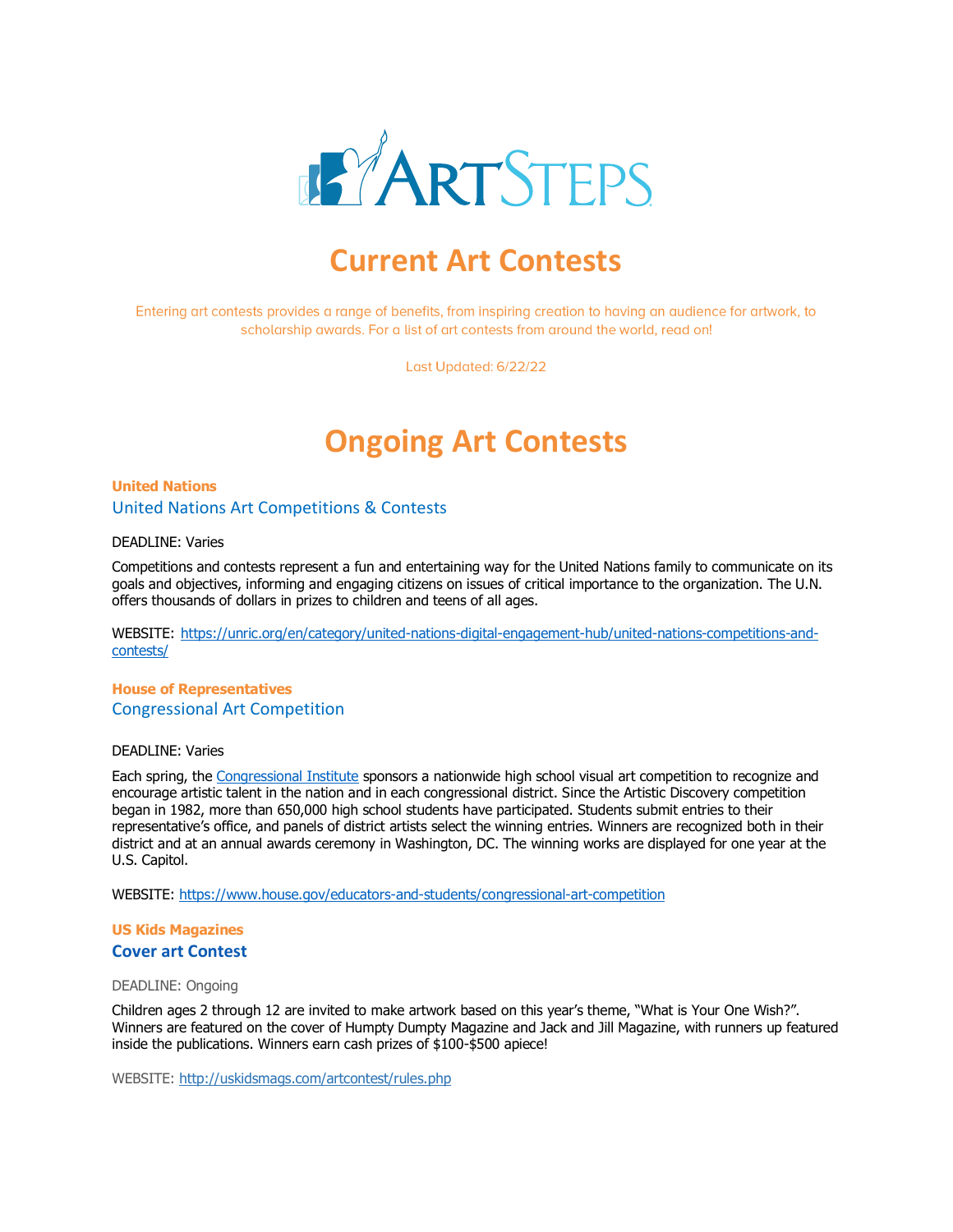ARTSTEPS

# Current Art Contests

Entering art contests provides a range of benefits, from inspiring creation to having an audience for artwork, to scholarship awards. For a list of art contests from around the world, read on!

Last Updated: 6/22/22

# Ongoing Art Contests

**United Nations**

### United Nations Art Competitions & Contests

DEADLINE: Varies

Competitions and contests represent a fun and entertaining way for the United Nations family to communicate on its goals and objectives, informing and engaging citizens on issues of critical importance to the organization. The U.N. offers thousands of dollars in prizes to children and teens of all ages.

WEBSITE: https://unric.org/en/category/united-nations-digital-engagement-hub/united-nations-competitions-and-contests/

**House of Representatives**

### Congressional Art Competition

DEADLINE: Varies

Each spring, the Congressional Institute sponsors a nationwide high school visual art competition to recognize and encourage artistic talent in the nation and in each congressional district. Since the Artistic Discovery competition began in 1982, more than 650,000 high school students have participated. Students submit entries to their representative's office, and panels of district artists select the winning entries. Winners are recognized both in their district and at an annual awards ceremony in Washington, DC. The winning works are displayed for one year at the U.S. Capitol.

WEBSITE: https://www.house.gov/educators-and-students/congressional-art-competition

**US Kids Magazines**

### Cover art Contest

DEADLINE: Ongoing

Children ages 2 through 12 are invited to make artwork based on this year's theme, "What is Your One Wish?". Winners are featured on the cover of Humpty Dumpty Magazine and Jack and Jill Magazine, with runners up featured inside the publications. Winners earn cash prizes of $100-$500 apiece!

WEBSITE: http://uskidsmags.com/artcontest/rules.php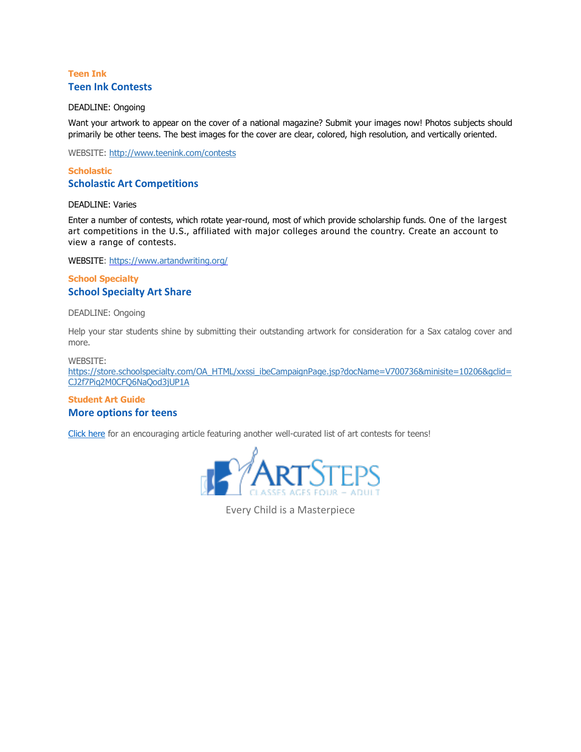**Teen Ink**

### Teen Ink Contests

DEADLINE: Ongoing

Want your artwork to appear on the cover of a national magazine? Submit your images now! Photos subjects should primarily be other teens. The best images for the cover are clear, colored, high resolution, and vertically oriented.

WEBSITE: http://www.teenink.com/contests

**Scholastic**

### Scholastic Art Competitions

DEADLINE: Varies

Enter a number of contests, which rotate year-round, most of which provide scholarship funds. One of the largest art competitions in the U.S., affiliated with major colleges around the country. Create an account to view a range of contests.

WEBSITE: https://www.artandwriting.org/

**School Specialty**

### School Specialty Art Share

DEADLINE: Ongoing

Help your star students shine by submitting their outstanding artwork for consideration for a Sax catalog cover and more.

WEBSITE:
https://store.schoolspecialty.com/OA_HTML/xxssi_ibeCampaignPage.jsp?docName=V700736&minisite=10206&gclid=CJ2f7Piq2M0CFQ6NaQod3jUP1A

**Student Art Guide**

### More options for teens

Click here for an encouraging article featuring another well-curated list of art contests for teens!

ARTSTEPS
CLASSES AGES FOUR – ADULT

Every Child is a Masterpiece